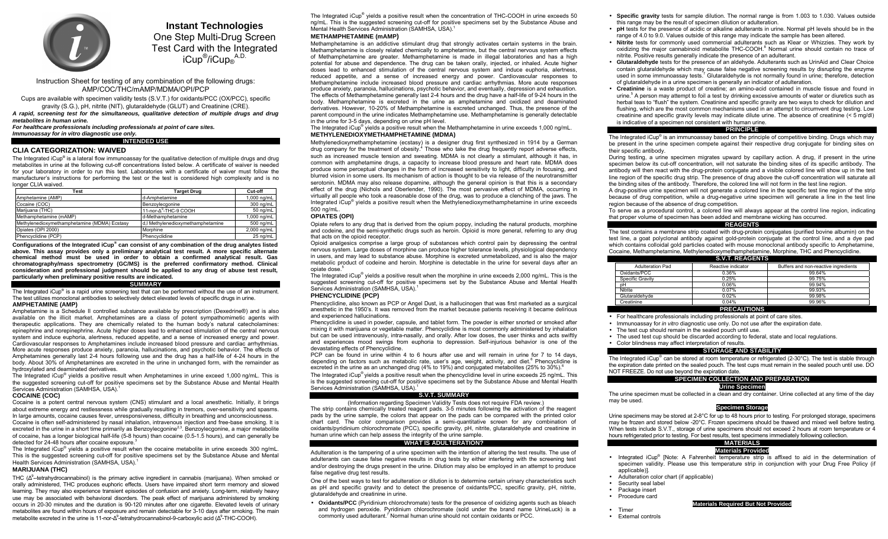# Instant Technologies

## One Step Multi-Drug Screen Test Card with the Integrated iCup®/iCup® A.D.

Instruction Sheet for testing of any combination of the following drugs: AMP/COC/THC/mAMP/MDMA/OPI/PCP

Cups are available with specimen validity tests (S.V.T.) for oxidants/PCC (OX/PCC), specific gravity (S.G.), pH, nitrite (NIT), glutaraldehyde (GLUT) and Creatinine (CRE).

***A rapid, screening test for the simultaneous, qualitative detection of multiple drugs and drug metabolites in human urine.***

***For healthcare professionals including professionals at point of care sites.***

***Immunoassay for in vitro diagnostic use only.***

## INTENDED USE

### CLIA CATEGORIZATION: WAIVED

The Integrated iCup® is a lateral flow immunoassay for the qualitative detection of multiple drugs and drug metabolites in urine at the following cut-off concentrations listed below. A certificate of waiver is needed for your laboratory in order to run this test. Laboratories with a certificate of waiver must follow the manufacturer's instructions for performing the test or the test is considered high complexity and is no longer CLIA waived.

| Test | Target Drug | Cut-off |
|---|---|---|
| Amphetamine (AMP) | d-Amphetamine | 1,000 ng/mL |
| Cocaine (COC) | Benzoylecgonine | 300 ng/mL |
| Marijuana (THC) | 11-nor-$\Delta^9$-THC-9 COOH | 50 ng/mL |
| Methamphetamine (mAMP) | d-Methamphetamine | 1,000 ng/mL |
| Methylenedioxymethamphetamine (MDMA) Ecstasy | d,l Methylenedioxymethamphetamine | 500 ng/mL |
| Opiates (OPI 2000) | Morphine | 2,000 ng/mL |
| Phencyclidine (PCP) | Phencyclidine | 25 ng/mL |

**Configurations of the Integrated iCup® can consist of any combination of the drug analytes listed above. This assay provides only a preliminary analytical test result. A more specific alternate chemical method must be used in order to obtain a confirmed analytical result. Gas chromatography/mass spectrometry (GC/MS) is the preferred confirmatory method. Clinical consideration and professional judgment should be applied to any drug of abuse test result, particularly when preliminary positive results are indicated.**

## SUMMARY

The Integrated iCup® is a rapid urine screening test that can be performed without the use of an instrument. The test utilizes monoclonal antibodies to selectively detect elevated levels of specific drugs in urine.

### AMPHETAMINE (AMP)

Amphetamine is a Schedule II controlled substance available by prescription (Dexedrine®) and is also available on the illicit market. Amphetamines are a class of potent sympathomimetic agents with therapeutic applications. They are chemically related to the human body's natural catecholamines: epinephrine and norepinephrine. Acute higher doses lead to enhanced stimulation of the central nervous system and induce euphoria, alertness, reduced appetite, and a sense of increased energy and power. Cardiovascular responses to Amphetamines include increased blood pressure and cardiac arrhythmias. More acute responses produce anxiety, paranoia, hallucinations, and psychotic behavior. The effects of Amphetamines generally last 2-4 hours following use and the drug has a half-life of 4-24 hours in the body. About 30% of Amphetamines are excreted in the urine in unchanged form, with the remainder as hydroxylated and deaminated derivatives.

The Integrated iCup® yields a positive result when Amphetamines in urine exceed 1,000 ng/mL. This is the suggested screening cut-off for positive specimens set by the Substance Abuse and Mental Health Services Administration (SAMHSA, USA).[1]

### COCAINE (COC)

Cocaine is a potent central nervous system (CNS) stimulant and a local anesthetic. Initially, it brings about extreme energy and restlessness while gradually resulting in tremors, over-sensitivity and spasms. In large amounts, cocaine causes fever, unresponsiveness, difficulty in breathing and unconsciousness.

Cocaine is often self-administered by nasal inhalation, intravenous injection and free-base smoking. It is excreted in the urine in a short time primarily as Benzoylecgonine[2,3]. Benzoylecgonine, a major metabolite of cocaine, has a longer biological half-life (5-8 hours) than cocaine (0.5-1.5 hours), and can generally be detected for 24-48 hours after cocaine exposure.[3]

The Integrated iCup® yields a positive result when the cocaine metabolite in urine exceeds 300 ng/mL. This is the suggested screening cut-off for positive specimens set by the Substance Abuse and Mental Health Services Administration (SAMHSA, USA).[1]

### MARIJUANA (THC)

THC ($\Delta^9$–tetrahydrocannabinol) is the primary active ingredient in cannabis (marijuana). When smoked or orally administered, THC produces euphoric effects. Users have impaired short term memory and slowed learning. They may also experience transient episodes of confusion and anxiety. Long-term, relatively heavy use may be associated with behavioral disorders. The peak effect of marijuana administered by smoking occurs in 20-30 minutes and the duration is 90-120 minutes after one cigarette. Elevated levels of urinary metabolites are found within hours of exposure and remain detectable for 3-10 days after smoking. The main metabolite excreted in the urine is 11-nor-$\Delta^9$-tetrahydrocannabinol-9-carboxylic acid ($\Delta^9$-THC-COOH).

The Integrated iCup® yields a positive result when the concentration of THC-COOH in urine exceeds 50 ng/mL. This is the suggested screening cut-off for positive specimens set by the Substance Abuse and Mental Health Services Administration (SAMHSA, USA).[1]

### METHAMPHETAMINE (mAMP)

Methamphetamine is an addictive stimulant drug that strongly activates certain systems in the brain. Methamphetamine is closely related chemically to amphetamine, but the central nervous system effects of Methamphetamine are greater. Methamphetamine is made in illegal laboratories and has a high potential for abuse and dependence. The drug can be taken orally, injected, or inhaled. Acute higher doses lead to enhanced stimulation of the central nervous system and induce euphoria, alertness, reduced appetite, and a sense of increased energy and power. Cardiovascular responses to Methamphetamine include increased blood pressure and cardiac arrhythmias. More acute responses produce anxiety, paranoia, hallucinations, psychotic behavior, and eventually, depression and exhaustion. The effects of Methamphetamine generally last 2-4 hours and the drug have a half-life of 9-24 hours in the body. Methamphetamine is excreted in the urine as amphetamine and oxidized and deaminated derivatives. However, 10-20% of Methamphetamine is excreted unchanged. Thus, the presence of the parent compound in the urine indicates Methamphetamine use. Methamphetamine is generally detectable in the urine for 3-5 days, depending on urine pH level.

The Integrated iCup® yields a positive result when the Methamphetamine in urine exceeds 1,000 ng/mL.

### METHYLENEDIOXYMETHAMPHETAMINE (MDMA)

Methylenedioxymethamphetamine (ecstasy) is a designer drug first synthesized in 1914 by a German drug company for the treatment of obesity.[4] Those who take the drug frequently report adverse effects, such as increased muscle tension and sweating. MDMA is not clearly a stimulant, although it has, in common with amphetamine drugs, a capacity to increase blood pressure and heart rate. MDMA does produce some perceptual changes in the form of increased sensitivity to light, difficulty in focusing, and blurred vision in some users. Its mechanism of action is thought to be via release of the neurotransmitter serotonin. MDMA may also release dopamine, although the general opinion is that this is a secondary effect of the drug (Nichols and Oberlender, 1990). The most pervasive effect of MDMA, occurring in virtually all people who took a reasonable dose of the drug, was to produce a clenching of the jaws. The Integrated iCup® yields a positive result when the Methylenedioxymethamphetamine in urine exceeds 500 ng/mL.

### OPIATES (OPI)

Opiate refers to any drug that is derived from the opium poppy, including the natural products, morphine and codeine, and the semi-synthetic drugs such as heroin. Opioid is more general, referring to any drug that acts on the opioid receptor.

Opioid analgesics comprise a large group of substances which control pain by depressing the central nervous system. Large doses of morphine can produce higher tolerance levels, physiological dependency in users, and may lead to substance abuse. Morphine is excreted unmetabolized, and is also the major metabolic product of codeine and heroin. Morphine is detectable in the urine for several days after an opiate dose.[5]

The Integrated iCup® yields a positive result when the morphine in urine exceeds 2,000 ng/mL. This is the suggested screening cut-off for positive specimens set by the Substance Abuse and Mental Health Services Administration (SAMHSA, USA).[1]

### PHENCYCLIDINE (PCP)

Phencyclidine, also known as PCP or Angel Dust, is a hallucinogen that was first marketed as a surgical anesthetic in the 1950's. It was removed from the market because patients receiving it became delirious and experienced hallucinations.

Phencyclidine is used in powder, capsule, and tablet form. The powder is either snorted or smoked after mixing it with marijuana or vegetable matter. Phencyclidine is most commonly administered by inhalation but can be used intravenously, intra-nasally, and orally. After low doses, the user thinks and acts swiftly and experiences mood swings from euphoria to depression. Self-injurious behavior is one of the devastating effects of Phencyclidine.

PCP can be found in urine within 4 to 6 hours after use and will remain in urine for 7 to 14 days, depending on factors such as metabolic rate, user's age, weight, activity, and diet.[6] Phencyclidine is excreted in the urine as an unchanged drug (4% to 19%) and conjugated metabolites (25% to 30%).[6]

The Integrated iCup® yields a positive result when the phencyclidine level in urine exceeds 25 ng/mL. This is the suggested screening cut-off for positive specimens set by the Substance Abuse and Mental Health Services Administration (SAMHSA, USA).[1]

## S.V.T. SUMMARY

(Information regarding Specimen Validity Tests does not require FDA review.)

The strip contains chemically treated reagent pads. 3-5 minutes following the activation of the reagent pads by the urine sample, the colors that appear on the pads can be compared with the printed color chart card. The color comparison provides a semi-quantitative screen for any combination of oxidants/pyridinium chlorochromate (PCC), specific gravity, pH, nitrite, glutaraldehyde and creatinine in human urine which can help assess the integrity of the urine sample.

## WHAT IS ADULTERATION?

Adulteration is the tampering of a urine specimen with the intention of altering the test results. The use of adulterants can cause false negative results in drug tests by either interfering with the screening test and/or destroying the drugs present in the urine. Dilution may also be employed in an attempt to produce false negative drug test results.

One of the best ways to test for adulteration or dilution is to determine certain urinary characteristics such as pH and specific gravity and to detect the presence of oxidants/PCC, specific gravity, pH, nitrite, glutaraldehyde and creatinine in urine.

- **Oxidants/PCC** (Pyridinium chlorochromate) tests for the presence of oxidizing agents such as bleach and hydrogen peroxide. Pyridinium chlorochromate (sold under the brand name UrineLuck) is a commonly used adulterant.[7] Normal human urine should not contain oxidants or PCC.
- **Specific gravity** tests for sample dilution. The normal range is from 1.003 to 1.030. Values outside this range may be the result of specimen dilution or adulteration.
- **pH** tests for the presence of acidic or alkaline adulterants in urine. Normal pH levels should be in the range of 4.0 to 9.0. Values outside of this range may indicate the sample has been altered.
- **Nitrite** tests for commonly used commercial adulterants such as Klear or Whizzies. They work by oxidizing the major cannabinoid metabolite THC-COOH.[8] Normal urine should contain no trace of nitrite. Positive results generally indicate the presence of an adulterant.
- **Glutaraldehyde** tests for the presence of an aldehyde. Adulterants such as UrinAid and Clear Choice contain glutaraldehyde which may cause false negative screening results by disrupting the enzyme used in some immunoassay tests.[7] Glutaraldehyde is not normally found in urine; therefore, detection of glutaraldehyde in a urine specimen is generally an indicator of adulteration.
- **Creatinine** is a waste product of creatine; an amino-acid contained in muscle tissue and found in urine.[5] A person may attempt to foil a test by drinking excessive amounts of water or diuretics such as herbal teas to "flush" the system. Creatinine and specific gravity are two ways to check for dilution and flushing, which are the most common mechanisms used in an attempt to circumvent drug testing. Low creatinine and specific gravity levels may indicate dilute urine. The absence of creatinine (< 5 mg/dl) is indicative of a specimen not consistent with human urine.

## PRINCIPLE

The Integrated iCup® is an immunoassay based on the principle of competitive binding. Drugs which may be present in the urine specimen compete against their respective drug conjugate for binding sites on their specific antibody.

During testing, a urine specimen migrates upward by capillary action. A drug, if present in the urine specimen below its cut-off concentration, will not saturate the binding sites of its specific antibody. The antibody will then react with the drug-protein conjugate and a visible colored line will show up in the test line region of the specific drug strip. The presence of drug above the cut-off concentration will saturate all the binding sites of the antibody. Therefore, the colored line will not form in the test line region.

A drug-positive urine specimen will not generate a colored line in the specific test line region of the strip because of drug competition, while a drug-negative urine specimen will generate a line in the test line region because of the absence of drug competition.

To serve as a procedural control, a colored line will always appear at the control line region, indicating that proper volume of specimen has been added and membrane wicking has occurred.

## REAGENTS

The test contains a membrane strip coated with drug-protein conjugates (purified bovine albumin) on the test line, a goat polyclonal antibody against gold-protein conjugate at the control line, and a dye pad which contains colloidal gold particles coated with mouse monoclonal antibody specific to Amphetamine, Cocaine, Methamphetamine, Methylenedioxymethamphetamine, Morphine, THC and Phencyclidine.

## S.V.T. REAGENTS

| Adulteration Pad | Reactive indicator | Buffers and non-reactive ingredients |
|---|---|---|
| Oxidants/PCC | 0.36% | 99.64% |
| Specific Gravity | 0.25% | 99.75% |
| pH | 0.06% | 99.94% |
| Nitrite | 0.07% | 99.93% |
| Glutaraldehyde | 0.02% | 99.98% |
| Creatinine | 0.04% | 99.96% |

## PRECAUTIONS

- For healthcare professionals including professionals at point of care sites.
- Immunoassay for *in vitro* diagnostic use only. Do not use after the expiration date.
- The test cup should remain in the sealed pouch until use.
- The used test cup should be discarded according to federal, state and local regulations.
- Color blindness may affect interpretation of results.

## STORAGE AND STABILITY

The Integrated iCup® can be stored at room temperature or refrigerated (2-30°C). The test is stable through the expiration date printed on the sealed pouch. The test cups must remain in the sealed pouch until use. DO NOT FREEZE. Do not use beyond the expiration date.

## SPECIMEN COLLECTION AND PREPARATION

### Urine Specimen

The urine specimen must be collected in a clean and dry container. Urine collected at any time of the day may be used.

### Specimen Storage

Urine specimens may be stored at 2-8°C for up to 48 hours prior to testing. For prolonged storage, specimens may be frozen and stored below -20°C. Frozen specimens should be thawed and mixed well before testing. When tests include S.V.T., storage of urine specimens should not exceed 2 hours at room temperature or 4 hours refrigerated prior to testing. For best results, test specimens immediately following collection.

## MATERIALS

### Materials Provided

- Integrated iCup® [Note: A Fahrenheit temperature strip is affixed to aid in the determination of specimen validity. Please use this temperature strip in conjunction with your Drug Free Policy (if applicable)].
- Adulteration color chart (if applicable)
- Security seal label
- Package insert
- Procedure card

### Materials Required But Not Provided

- Timer
- External controls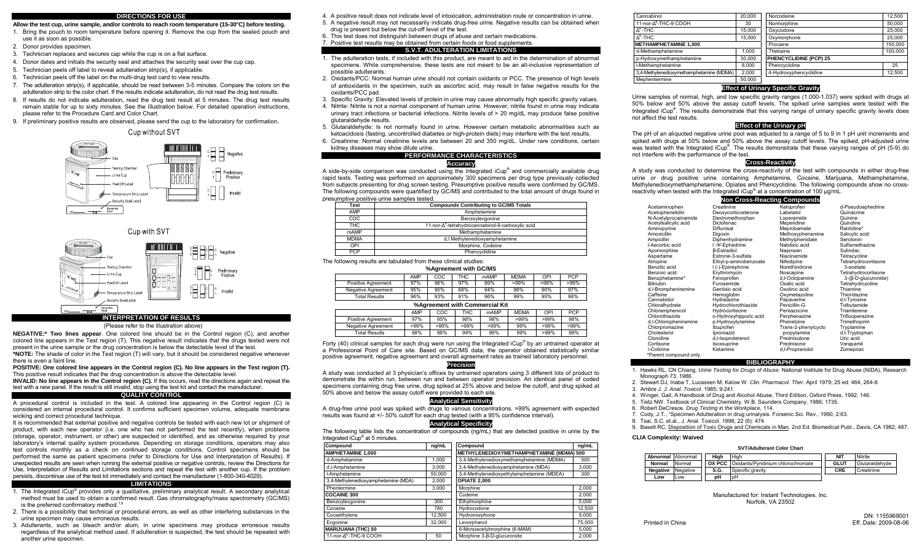## DIRECTIONS FOR USE

**Allow the test cup, urine sample, and/or controls to reach room temperature (15-30°C) before testing.**

1. Bring the pouch to room temperature before opening it. Remove the cup from the sealed pouch and use it as soon as possible.
2. Donor provides specimen.
3. Technician replaces and secures cap while the cup is on a flat surface.
4. Donor dates and initials the security seal and attaches the security seal over the cup cap.
5. Technician peels off label to reveal adulteration strip(s), if applicable.
6. Technician peels off the label on the multi-drug test card to view results.
7. The adulteration strip(s), if applicable, should be read between 3-5 minutes. Compare the colors on the adulteration strip to the color chart. If the results indicate adulteration, do not read the drug test results.
8. If results do not indicate adulteration, read the drug test result at 5 minutes. The drug test results remain stable for up to sixty minutes. See the illustration below. For detailed operation instructions, please refer to the Procedure Card and Color Chart.
9. If preliminary positive results are observed, please send the cup to the laboratory for confirmation.

Cup without SVT

Cap
Testing Chamber
Urine Cup
Peel Off Label
Temperature Strip Label
Security Seal Label

Negative
Preliminary Positive
Invalid

Cup with SVT

Cap
Testing Chamber
Urine Cup
Peel Off Label
Temperature Strip Label
Security Seal Label

Negative
Preliminary Positive
Invalid

## INTERPRETATION OF RESULTS

(Please refer to the illustration above)

**NEGATIVE:* Two lines appear**. One colored line should be in the Control region (C), and another colored line appears in the Test region (T). This negative result indicates that the drugs tested were not present in the urine sample or the drug concentration is below the detectable level of the test.

***NOTE:** The shade of color in the Test region (T) will vary, but it should be considered negative whenever there is even a faint line.

**POSITIVE: One colored line appears in the Control region (C). No line appears in the Test region (T).** This positive result indicates that the drug concentration is above the detectable level.

**INVALID: No line appears in the Control region (C).** If this occurs, read the directions again and repeat the test with a new panel. If the result is still invalid, stop using the test kit and contact the manufacturer.

## QUALITY CONTROL

A procedural control is included in the test. A colored line appearing in the Control region (C) is considered an internal procedural control. It confirms sufficient specimen volume, adequate membrane wicking and correct procedural technique.

It is recommended that external positive and negative controls be tested with each new lot or shipment of product, with each new operator (i.e. one who has not performed the test recently), when problems (storage, operator, instrument, or other) are suspected or identified, and as otherwise required by your laboratory's internal quality system procedures. Depending on storage conditions, operators may also test controls monthly as a check on continued storage conditions. Control specimens should be performed the same as patient specimens (refer to Directions for Use and Interpretation of Results). If unexpected results are seen when running the external positive or negative controls, review the Directions for Use, Interpretation of Results and Limitations sections and repeat the test with another cup. If the problem persists, discontinue use of the test kit immediately and contact the manufacturer (1-800-340-4029).

## LIMITATIONS

1. The Integrated iCup® provides only a qualitative, preliminary analytical result. A secondary analytical method must be used to obtain a confirmed result. Gas chromatography/mass spectrometry (GC/MS) is the preferred confirmatory method.[1,9]
2. There is a possibility that technical or procedural errors, as well as other interfering substances in the urine specimen may cause erroneous results.
3. Adulterants, such as bleach and/or alum, in urine specimens may produce erroneous results regardless of the analytical method used. If adulteration is suspected, the test should be repeated with another urine specimen.
4. A positive result does not indicate level of intoxication, administration route or concentration in urine.
5. A negative result may not necessarily indicate drug-free urine. Negative results can be obtained when drug is present but below the cut-off level of the test.
6. This test does not distinguish between drugs of abuse and certain medications.
7. Positive test results may be obtained from certain foods or food supplements.

## S.V.T. ADULTERATION LIMITATIONS

1. The adulteration tests, if included with this product, are meant to aid in the determination of abnormal specimens. While comprehensive, these tests are not meant to be an all-inclusive representation of possible adulterants.
2. Oxidants/PCC: Normal human urine should not contain oxidants or PCC. The presence of high levels of antioxidants in the specimen, such as ascorbic acid, may result in false negative results for the oxidants/PCC pad.
3. Specific Gravity: Elevated levels of protein in urine may cause abnormally high specific gravity values.
4. Nitrite: Nitrite is not a normal component of human urine. However, nitrite found in urine may indicate urinary tract infections or bacterial infections. Nitrite levels of > 20 mg/dL may produce false positive glutaraldehyde results.
5. Glutaraldehyde: Is not normally found in urine. However certain metabolic abnormalities such as ketoacidosis (fasting, uncontrolled diabetes or high-protein diets) may interfere with the test results.
6. Creatinine: Normal creatinine levels are between 20 and 350 mg/dL. Under rare conditions, certain kidney diseases may show dilute urine.

## PERFORMANCE CHARACTERISTICS

### Accuracy

A side-by-side comparison was conducted using the Integrated iCup® and commercially available drug rapid tests. Testing was performed on approximately 300 specimens per drug type previously collected from subjects presenting for drug screen testing. Presumptive positive results were confirmed by GC/MS. The following compounds were quantified by GC/MS and contributed to the total amount of drugs found in presumptive positive urine samples tested.

| Test | Compounds Contributing to GC/MS Totals |
|---|---|
| AMP | Amphetamine |
| COC | Benzoylecgonine |
| THC | 11-nor-$\Delta^9$-tetrahydrocannabinol-9-carboxylic acid |
| mAMP | Methamphetamine |
| MDMA | d,l Methylenedioxymethamphetamine |
| OPI | Morphine, Codeine |
| PCP | Phencyclidine |

The following results are tabulated from these clinical studies:

**%Agreement with GC/MS**

| | AMP | COC | THC | mAMP | MDMA | OPI | PCP |
|---|---|---|---|---|---|---|---|
| Positive Agreement | 97% | 96% | 97% | 99% | >99% | >99% | >99% |
| Negative Agreement | 95% | 90% | 88% | 94% | 98% | 90% | 97% |
| Total Results | 96% | 93% | 91% | 96% | 99% | 95% | 98% |

**%Agreement with Commercial Kit**

| | AMP | COC | THC | mAMP | MDMA | OPI | PCP |
|---|---|---|---|---|---|---|---|
| Positive Agreement | 97% | 95% | 98% | 98% | >99% | >99% | 98% |
| Negative Agreement | >99% | >99% | >99% | >99% | 99% | >99% | >99% |
| Total Results | 98% | 98% | 99% | 99% | 99% | >99% | 99% |

Forty (40) clinical samples for each drug were run using the Integrated iCup® by an untrained operator at a Professional Point of Care site. Based on GC/MS data, the operator obtained statistically similar positive agreement, negative agreement and overall agreement rates as trained laboratory personnel.

### Precision

A study was conducted at 3 physician's offices by untrained operators using 3 different lots of product to demonstrate the within run, between run and between operator precision. An identical panel of coded specimens containing drug free urine, drug spiked at 25% above and below the cutoff, and drug spiked at 50% above and below the assay cutoff were provided to each site.

### Analytical Sensitivity

A drug-free urine pool was spiked with drugs to various concentrations. >99% agreement with expected results was found at +/- 50% cutoff for each drug tested (with a 95% confidence interval).

### Analytical Specificity

The following table lists the concentration of compounds (ng/mL) that are detected positive in urine by the Integrated iCup® at 5 minutes.

| Compound | ng/mL |
|---|---|
| **AMPHETAMINE 1,000** | |
| d-Amphetamine | 1,000 |
| d,l-Amphetamine | 3,000 |
| l-Amphetamine | 50,000 |
| 3,4-Methylenedioxyamphetamine (MDA) | 2,000 |
| Phentermine | 3,000 |
| **COCAINE 300** | |
| Benzoylecgonine | 300 |
| Cocaine | 780 |
| Cocaethylene | 12,500 |
| Ecgonine | 32,000 |
| **MARIJUANA (THC) 50** | |
| 11-nor-$\Delta^9$-THC-9 COOH | 50 |
| Cannabinol | 20,000 |
| 11-nor-$\Delta^8$-THC-9 COOH | 30 |
| $\Delta^8$-THC | 15,000 |
| $\Delta^9$-THC | 15,000 |
| **METHAMPHETAMINE 1,000** | |
| d-Methamphetamine | 1,000 |
| p-Hydroxymethamphetamine | 30,000 |
| l-Methamphetamine | 8,000 |
| 3,4-Methylenedioxymethamphetamine (MDMA) | 2,000 |
| Mephentermine | 50,000 |
| **METHYLENEDIOXYMETHAMPHETAMINE (MDMA) 500** | |
| 3,4-Methylenedioxymethamphetamine (MDMA) | 500 |
| 3,4-Methylenedioxyamphetamine (MDA) | 3,000 |
| 3,4-Methylenedioxyethylamphetamine (MDEA) | 300 |
| **OPIATE 2,000** | |
| Morphine | 2,000 |
| Codeine | 2,000 |
| Ethylmorphine | 5,000 |
| Hydrocodone | 12,500 |
| Hydromorphone | 5,000 |
| Levorphanol | 75,000 |
| 6-Monoacetylmorphine (6-MAM) | 5,000 |
| Morphine 3-β-D-glucuronide | 2,000 |
| Norcodeine | 12,500 |
| Normorphine | 50,000 |
| Oxycodone | 25,000 |
| Oxymorphone | 25,000 |
| Procaine | 150,000 |
| Thebaine | 100,000 |
| **PHENCYCLIDINE (PCP) 25** | |
| Phencyclidine | 25 |
| 4-Hydroxyphencyclidine | 12,500 |

### Effect of Urinary Specific Gravity

Urine samples of normal, high, and low specific gravity ranges (1.000-1.037) were spiked with drugs at 50% below and 50% above the assay cutoff levels. The spiked urine samples were tested with the Integrated iCup®. The results demonstrate that this varying range of urinary specific gravity levels does not affect the test results.

### Effect of the Urinary pH

The pH of an aliquoted negative urine pool was adjusted to a range of 5 to 9 in 1 pH unit increments and spiked with drugs at 50% below and 50% above the assay cutoff levels. The spiked, pH-adjusted urine was tested with the Integrated iCup®. The results demonstrate that these varying ranges of pH (5-9) do not interfere with the performance of the test.

### Cross-Reactivity

A study was conducted to determine the cross-reactivity of the test with compounds in either drug-free urine or drug positive urine containing Amphetamine, Cocaine, Marijuana, Methamphetamine, Methylenedioxymethamphetamine, Opiates and Phencyclidine. The following compounds show no cross-reactivity when tested with the Integrated iCup® at a concentration of 100 µg/mL.

### Non Cross-Reacting Compounds

Acetaminophen, Acetophenetidin, N-Acetylprocainamide, Acetylsalicylic acid, Aminopyrine, Amoxicillin, Ampicillin, l-Ascorbic acid, Apomorphine, Aspartame, Atropine, Benzilic acid, Benzoic acid, Benzphetamine*, Bilirubin, d,l-Brompheniramine, Caffeine, Cannabidol, Chloralhydrate, Chloramphenicol, Chlorothiazide, d,l-Chloropheniramine, Chlorpromazine, Cholesterol, Clonidine, Cortisone, l-Cotinine, Creatinine, Deoxycorticosterone, Dextromethorphan, Diclofenac, Diflunisal, Digoxin, Diphenhydramine, l -Ψ-Ephedrine, β-Estradiol, Estrone-3-sulfate, Ethyl-p-aminobenzoate, l (-)-Epinephrine, Erythromycin, Fenoprofen, Furosemide, Gentisic acid, Hemoglobin, Hydralazine, Hydrochlorothiazide, Hydrocortisone, o-Hydroxyhippuric acid, p-Hydroxytyramine, Ibuprofen, Iproniazid, d,l-Isoproterenol, Isoxsuprine, Ketamine, Ketoprofen, Labetalol, Loperamide, Meperidine, Meprobamate, Methoxyphenamine, Methylphenidate, Nalidixic acid, Naproxen, Niacinamide, Nifedipine, Norethindrone, Noscapine, d,l-Octopamine, Oxalic acid, Oxolinic acid, Oxymetazoline, Papaverine, Penicillin-G, Pentazocine, Perphenazine, Phenelzine, Trans-2-phenylcyclopropylamine, Prednisolone, Prednisone, d,l-Propranolol, d-Pseudoephedrine, Quinacrine, Quinine, Quindine, Rantidine*, Salicylic acid, Serotonin, Sulfamethazine, Sulindac, Tetracycline, Tetrahydrocortisone 3-acetate, Tetrahydrocortisone 3-(β-D-glucuronide), Tetrahydrozoline, Thiamine, Thioridazine, d,l-Tyrosine, Tolbutamide, Triamterene, Trifluoperazine, Trimethoprim, Tryptamine, d,l-Tryptophan, Uric acid, Verapamil, Zomepirac

*Parent compound only.

## BIBLIOGRAPHY

1. Hawks RL, CN Chiang. *Urine Testing for Drugs of Abuse*. National Institute for Drug Abuse (NIDA), Research Monograph 73, 1986.
2. Stewart DJ, Inaba T, Lucassen M, Kalow W. *Clin. Pharmacol. Ther.* April 1979; 25 ed: 464, 264-8.
3. Ambre J. *J. Anal. Toxicol.* 1985; 9:241.
4. Winger, Gail, A Handbook of Drug and Alcohol Abuse, Third Edition, Oxford Press, 1992; 146.
5. Tietz NW. Textbook of Clinical Chemistry. W.B. Saunders Company. 1986; 1735.
6. Robert DeCresce. *Drug Testing in the Workplace*, 114.
7. Cody, J.T., "Specimen Adulteration in drug urinalysis. Forsenic Sci. Rev., 1990, 2:63.
8. Tsai, S.C. et.al., J. Anal. Toxicol. 1998; 22 (6): 474
9. Baselt RC. Disposition of Toxic Drugs and Chemicals in Man. 2nd Ed. Biomedical Publ., Davis, CA 1982; 487.

**CLIA Complexity: Waived**

**SVT/Adulterant Color Chart**

| | | | | | |
|---|---|---|---|---|---|
| **Abnormal** | Abnormal | **High** | High | **NIT** | Nitrite |
| **Normal** | Normal | **OX PCC** | Oxidants/Pyridinium chlorochromate | **GLUT** | Glutaraldehyde |
| **Negative** | Negative | **S.G.** | Specific gravity | **CRE** | Creatinine |
| **Low** | Low | **pH** | pH | | |

Manufactured for: Instant Technologies, Inc.
Norfolk, VA 23502

Printed in China

DN: 1155969001
Eff. Date: 2009-08-06